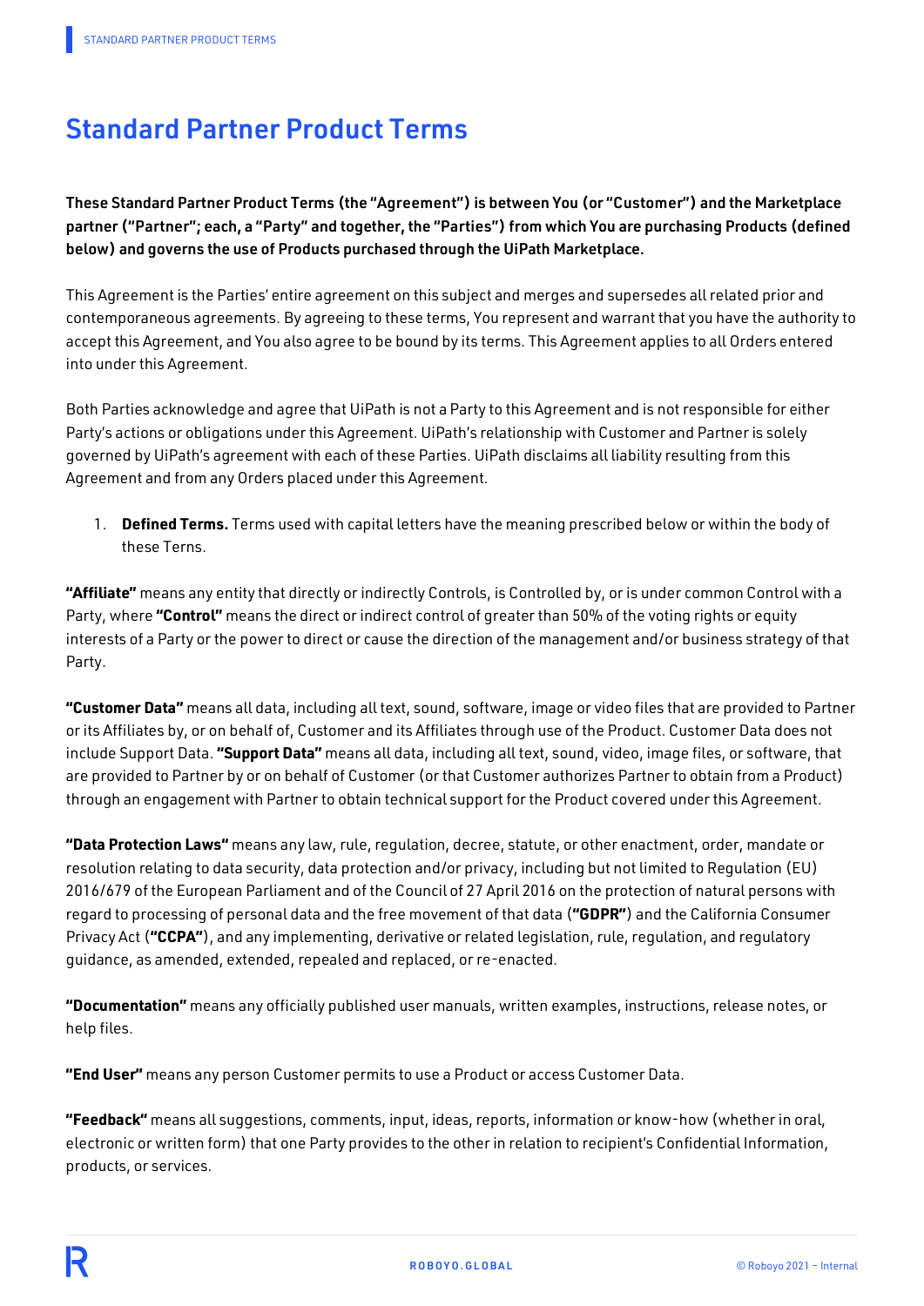# Standard Partner Product Terms

**These Standard Partner Product Terms (the "Agreement") is between You (or "Customer") and the Marketplace partner ("Partner"; each, a "Party" and together, the "Parties") from which You are purchasing Products (defined below) and governs the use of Products purchased through the UiPath Marketplace.**

This Agreement is the Parties' entire agreement on this subject and merges and supersedes all related prior and contemporaneous agreements. By agreeing to these terms, You represent and warrant that you have the authority to accept this Agreement, and You also agree to be bound by its terms. This Agreement applies to all Orders entered into under this Agreement.

Both Parties acknowledge and agree that UiPath is not a Party to this Agreement and is not responsible for either Party's actions or obligations under this Agreement. UiPath's relationship with Customer and Partner is solely governed by UiPath's agreement with each of these Parties. UiPath disclaims all liability resulting from this Agreement and from any Orders placed under this Agreement.

1. **Defined Terms.** Terms used with capital letters have the meaning prescribed below or within the body of these Terns.

**"Affiliate"** means any entity that directly or indirectly Controls, is Controlled by, or is under common Control with a Party, where **"Control"** means the direct or indirect control of greater than 50% of the voting rights or equity interests of a Party or the power to direct or cause the direction of the management and/or business strategy of that Party.

**"Customer Data"** means all data, including all text, sound, software, image or video files that are provided to Partner or its Affiliates by, or on behalf of, Customer and its Affiliates through use of the Product. Customer Data does not include Support Data. **"Support Data"** means all data, including all text, sound, video, image files, or software, that are provided to Partner by or on behalf of Customer (or that Customer authorizes Partner to obtain from a Product) through an engagement with Partner to obtain technical support for the Product covered under this Agreement.

**"Data Protection Laws"** means any law, rule, regulation, decree, statute, or other enactment, order, mandate or resolution relating to data security, data protection and/or privacy, including but not limited to Regulation (EU) 2016/679 of the European Parliament and of the Council of 27 April 2016 on the protection of natural persons with regard to processing of personal data and the free movement of that data (**"GDPR"**) and the California Consumer Privacy Act (**"CCPA"**), and any implementing, derivative or related legislation, rule, regulation, and regulatory guidance, as amended, extended, repealed and replaced, or re-enacted.

**"Documentation"** means any officially published user manuals, written examples, instructions, release notes, or help files.

**"End User"** means any person Customer permits to use a Product or access Customer Data.

**"Feedback"** means all suggestions, comments, input, ideas, reports, information or know-how (whether in oral, electronic or written form) that one Party provides to the other in relation to recipient's Confidential Information, products, or services.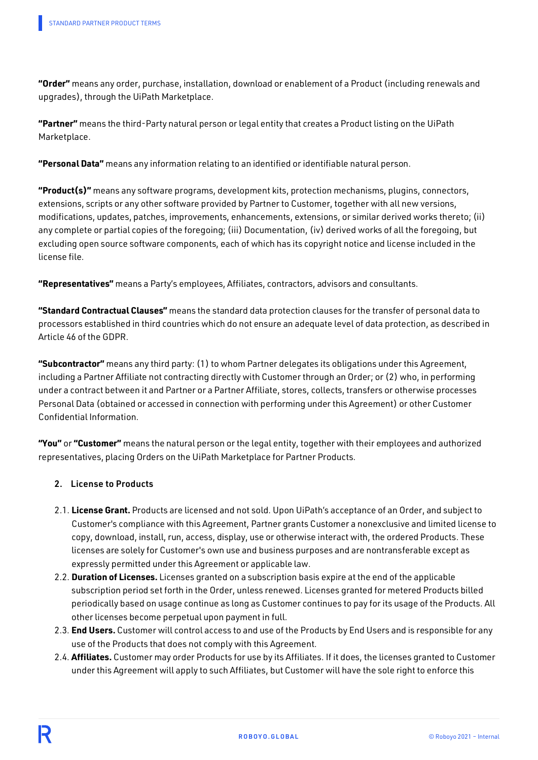**"Order"** means any order, purchase, installation, download or enablement of a Product (including renewals and upgrades), through the UiPath Marketplace.

**"Partner"** means the third-Party natural person or legal entity that creates a Product listing on the UiPath Marketplace.

**"Personal Data"** means any information relating to an identified or identifiable natural person.

**"Product(s)"** means any software programs, development kits, protection mechanisms, plugins, connectors, extensions, scripts or any other software provided by Partner to Customer, together with all new versions, modifications, updates, patches, improvements, enhancements, extensions, or similar derived works thereto; (ii) any complete or partial copies of the foregoing; (iii) Documentation, (iv) derived works of all the foregoing, but excluding open source software components, each of which has its copyright notice and license included in the license file.

**"Representatives"** means a Party's employees, Affiliates, contractors, advisors and consultants.

**"Standard Contractual Clauses"** means the standard data protection clauses for the transfer of personal data to processors established in third countries which do not ensure an adequate level of data protection, as described in Article 46 of the GDPR.

**"Subcontractor"** means any third party: (1) to whom Partner delegates its obligations under this Agreement, including a Partner Affiliate not contracting directly with Customer through an Order; or (2) who, in performing under a contract between it and Partner or a Partner Affiliate, stores, collects, transfers or otherwise processes Personal Data (obtained or accessed in connection with performing under this Agreement) or other Customer Confidential Information.

**"You"** or **"Customer"** means the natural person or the legal entity, together with their employees and authorized representatives, placing Orders on the UiPath Marketplace for Partner Products.

## 2. License to Products

2.1. **License Grant.** Products are licensed and not sold. Upon UiPath's acceptance of an Order, and subject to Customer's compliance with this Agreement, Partner grants Customer a nonexclusive and limited license to copy, download, install, run, access, display, use or otherwise interact with, the ordered Products. These licenses are solely for Customer's own use and business purposes and are nontransferable except as expressly permitted under this Agreement or applicable law.

2.2. **Duration of Licenses.** Licenses granted on a subscription basis expire at the end of the applicable subscription period set forth in the Order, unless renewed. Licenses granted for metered Products billed periodically based on usage continue as long as Customer continues to pay for its usage of the Products. All other licenses become perpetual upon payment in full.

2.3. **End Users.** Customer will control access to and use of the Products by End Users and is responsible for any use of the Products that does not comply with this Agreement.

2.4. **Affiliates.** Customer may order Products for use by its Affiliates. If it does, the licenses granted to Customer under this Agreement will apply to such Affiliates, but Customer will have the sole right to enforce this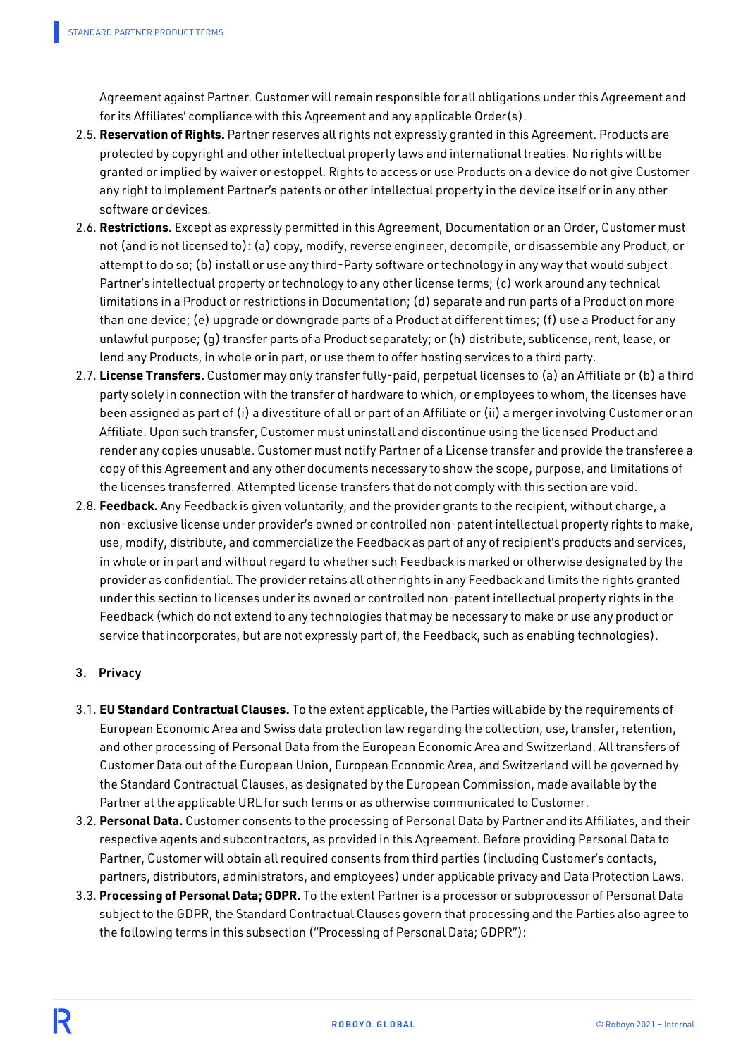Agreement against Partner. Customer will remain responsible for all obligations under this Agreement and for its Affiliates' compliance with this Agreement and any applicable Order(s).

2.5. **Reservation of Rights.** Partner reserves all rights not expressly granted in this Agreement. Products are protected by copyright and other intellectual property laws and international treaties. No rights will be granted or implied by waiver or estoppel. Rights to access or use Products on a device do not give Customer any right to implement Partner's patents or other intellectual property in the device itself or in any other software or devices.

2.6. **Restrictions.** Except as expressly permitted in this Agreement, Documentation or an Order, Customer must not (and is not licensed to): (a) copy, modify, reverse engineer, decompile, or disassemble any Product, or attempt to do so; (b) install or use any third-Party software or technology in any way that would subject Partner's intellectual property or technology to any other license terms; (c) work around any technical limitations in a Product or restrictions in Documentation; (d) separate and run parts of a Product on more than one device; (e) upgrade or downgrade parts of a Product at different times; (f) use a Product for any unlawful purpose; (g) transfer parts of a Product separately; or (h) distribute, sublicense, rent, lease, or lend any Products, in whole or in part, or use them to offer hosting services to a third party.

2.7. **License Transfers.** Customer may only transfer fully-paid, perpetual licenses to (a) an Affiliate or (b) a third party solely in connection with the transfer of hardware to which, or employees to whom, the licenses have been assigned as part of (i) a divestiture of all or part of an Affiliate or (ii) a merger involving Customer or an Affiliate. Upon such transfer, Customer must uninstall and discontinue using the licensed Product and render any copies unusable. Customer must notify Partner of a License transfer and provide the transferee a copy of this Agreement and any other documents necessary to show the scope, purpose, and limitations of the licenses transferred. Attempted license transfers that do not comply with this section are void.

2.8. **Feedback.** Any Feedback is given voluntarily, and the provider grants to the recipient, without charge, a non-exclusive license under provider's owned or controlled non-patent intellectual property rights to make, use, modify, distribute, and commercialize the Feedback as part of any of recipient's products and services, in whole or in part and without regard to whether such Feedback is marked or otherwise designated by the provider as confidential. The provider retains all other rights in any Feedback and limits the rights granted under this section to licenses under its owned or controlled non-patent intellectual property rights in the Feedback (which do not extend to any technologies that may be necessary to make or use any product or service that incorporates, but are not expressly part of, the Feedback, such as enabling technologies).

## 3. Privacy

3.1. **EU Standard Contractual Clauses.** To the extent applicable, the Parties will abide by the requirements of European Economic Area and Swiss data protection law regarding the collection, use, transfer, retention, and other processing of Personal Data from the European Economic Area and Switzerland. All transfers of Customer Data out of the European Union, European Economic Area, and Switzerland will be governed by the Standard Contractual Clauses, as designated by the European Commission, made available by the Partner at the applicable URL for such terms or as otherwise communicated to Customer.

3.2. **Personal Data.** Customer consents to the processing of Personal Data by Partner and its Affiliates, and their respective agents and subcontractors, as provided in this Agreement. Before providing Personal Data to Partner, Customer will obtain all required consents from third parties (including Customer's contacts, partners, distributors, administrators, and employees) under applicable privacy and Data Protection Laws.

3.3. **Processing of Personal Data; GDPR.** To the extent Partner is a processor or subprocessor of Personal Data subject to the GDPR, the Standard Contractual Clauses govern that processing and the Parties also agree to the following terms in this subsection ("Processing of Personal Data; GDPR"):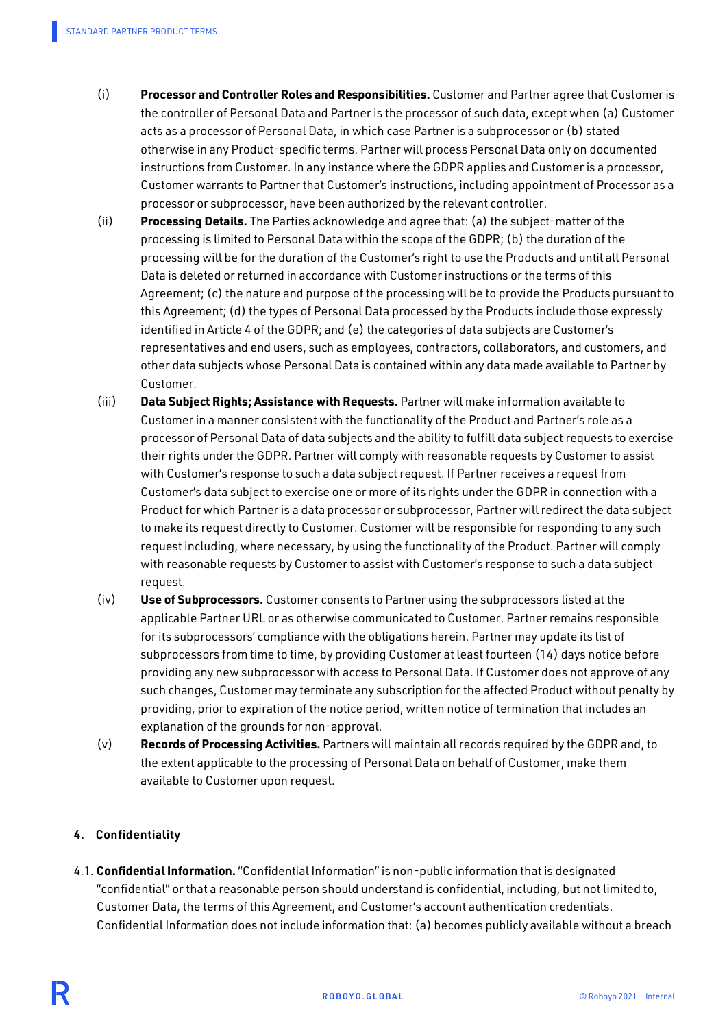(i) **Processor and Controller Roles and Responsibilities.** Customer and Partner agree that Customer is the controller of Personal Data and Partner is the processor of such data, except when (a) Customer acts as a processor of Personal Data, in which case Partner is a subprocessor or (b) stated otherwise in any Product-specific terms. Partner will process Personal Data only on documented instructions from Customer. In any instance where the GDPR applies and Customer is a processor, Customer warrants to Partner that Customer's instructions, including appointment of Processor as a processor or subprocessor, have been authorized by the relevant controller.

(ii) **Processing Details.** The Parties acknowledge and agree that: (a) the subject-matter of the processing is limited to Personal Data within the scope of the GDPR; (b) the duration of the processing will be for the duration of the Customer's right to use the Products and until all Personal Data is deleted or returned in accordance with Customer instructions or the terms of this Agreement; (c) the nature and purpose of the processing will be to provide the Products pursuant to this Agreement; (d) the types of Personal Data processed by the Products include those expressly identified in Article 4 of the GDPR; and (e) the categories of data subjects are Customer's representatives and end users, such as employees, contractors, collaborators, and customers, and other data subjects whose Personal Data is contained within any data made available to Partner by Customer.

(iii) **Data Subject Rights; Assistance with Requests.** Partner will make information available to Customer in a manner consistent with the functionality of the Product and Partner's role as a processor of Personal Data of data subjects and the ability to fulfill data subject requests to exercise their rights under the GDPR. Partner will comply with reasonable requests by Customer to assist with Customer's response to such a data subject request. If Partner receives a request from Customer's data subject to exercise one or more of its rights under the GDPR in connection with a Product for which Partner is a data processor or subprocessor, Partner will redirect the data subject to make its request directly to Customer. Customer will be responsible for responding to any such request including, where necessary, by using the functionality of the Product. Partner will comply with reasonable requests by Customer to assist with Customer's response to such a data subject request.

(iv) **Use of Subprocessors.** Customer consents to Partner using the subprocessors listed at the applicable Partner URL or as otherwise communicated to Customer. Partner remains responsible for its subprocessors' compliance with the obligations herein. Partner may update its list of subprocessors from time to time, by providing Customer at least fourteen (14) days notice before providing any new subprocessor with access to Personal Data. If Customer does not approve of any such changes, Customer may terminate any subscription for the affected Product without penalty by providing, prior to expiration of the notice period, written notice of termination that includes an explanation of the grounds for non-approval.

(v) **Records of Processing Activities.** Partners will maintain all records required by the GDPR and, to the extent applicable to the processing of Personal Data on behalf of Customer, make them available to Customer upon request.

## 4. Confidentiality

4.1. **Confidential Information.** "Confidential Information" is non-public information that is designated "confidential" or that a reasonable person should understand is confidential, including, but not limited to, Customer Data, the terms of this Agreement, and Customer's account authentication credentials. Confidential Information does not include information that: (a) becomes publicly available without a breach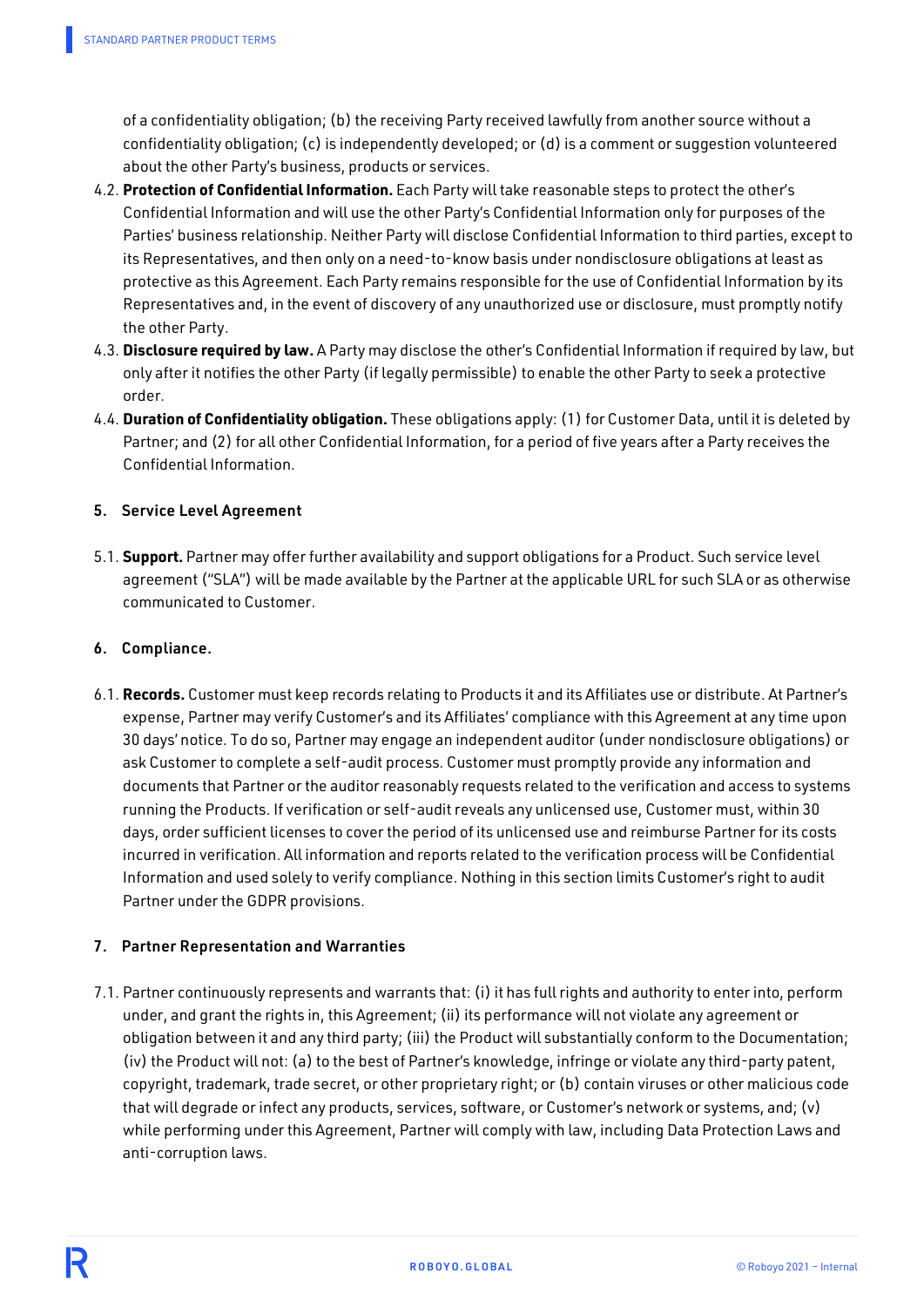of a confidentiality obligation; (b) the receiving Party received lawfully from another source without a confidentiality obligation; (c) is independently developed; or (d) is a comment or suggestion volunteered about the other Party's business, products or services.

4.2. **Protection of Confidential Information.** Each Party will take reasonable steps to protect the other's Confidential Information and will use the other Party's Confidential Information only for purposes of the Parties' business relationship. Neither Party will disclose Confidential Information to third parties, except to its Representatives, and then only on a need-to-know basis under nondisclosure obligations at least as protective as this Agreement. Each Party remains responsible for the use of Confidential Information by its Representatives and, in the event of discovery of any unauthorized use or disclosure, must promptly notify the other Party.

4.3. **Disclosure required by law.** A Party may disclose the other's Confidential Information if required by law, but only after it notifies the other Party (if legally permissible) to enable the other Party to seek a protective order.

4.4. **Duration of Confidentiality obligation.** These obligations apply: (1) for Customer Data, until it is deleted by Partner; and (2) for all other Confidential Information, for a period of five years after a Party receives the Confidential Information.

## 5. Service Level Agreement

5.1. **Support.** Partner may offer further availability and support obligations for a Product. Such service level agreement ("SLA") will be made available by the Partner at the applicable URL for such SLA or as otherwise communicated to Customer.

## 6. Compliance.

6.1. **Records.** Customer must keep records relating to Products it and its Affiliates use or distribute. At Partner's expense, Partner may verify Customer's and its Affiliates' compliance with this Agreement at any time upon 30 days' notice. To do so, Partner may engage an independent auditor (under nondisclosure obligations) or ask Customer to complete a self-audit process. Customer must promptly provide any information and documents that Partner or the auditor reasonably requests related to the verification and access to systems running the Products. If verification or self-audit reveals any unlicensed use, Customer must, within 30 days, order sufficient licenses to cover the period of its unlicensed use and reimburse Partner for its costs incurred in verification. All information and reports related to the verification process will be Confidential Information and used solely to verify compliance. Nothing in this section limits Customer's right to audit Partner under the GDPR provisions.

## 7. Partner Representation and Warranties

7.1. Partner continuously represents and warrants that: (i) it has full rights and authority to enter into, perform under, and grant the rights in, this Agreement; (ii) its performance will not violate any agreement or obligation between it and any third party; (iii) the Product will substantially conform to the Documentation; (iv) the Product will not: (a) to the best of Partner's knowledge, infringe or violate any third-party patent, copyright, trademark, trade secret, or other proprietary right; or (b) contain viruses or other malicious code that will degrade or infect any products, services, software, or Customer's network or systems, and; (v) while performing under this Agreement, Partner will comply with law, including Data Protection Laws and anti-corruption laws.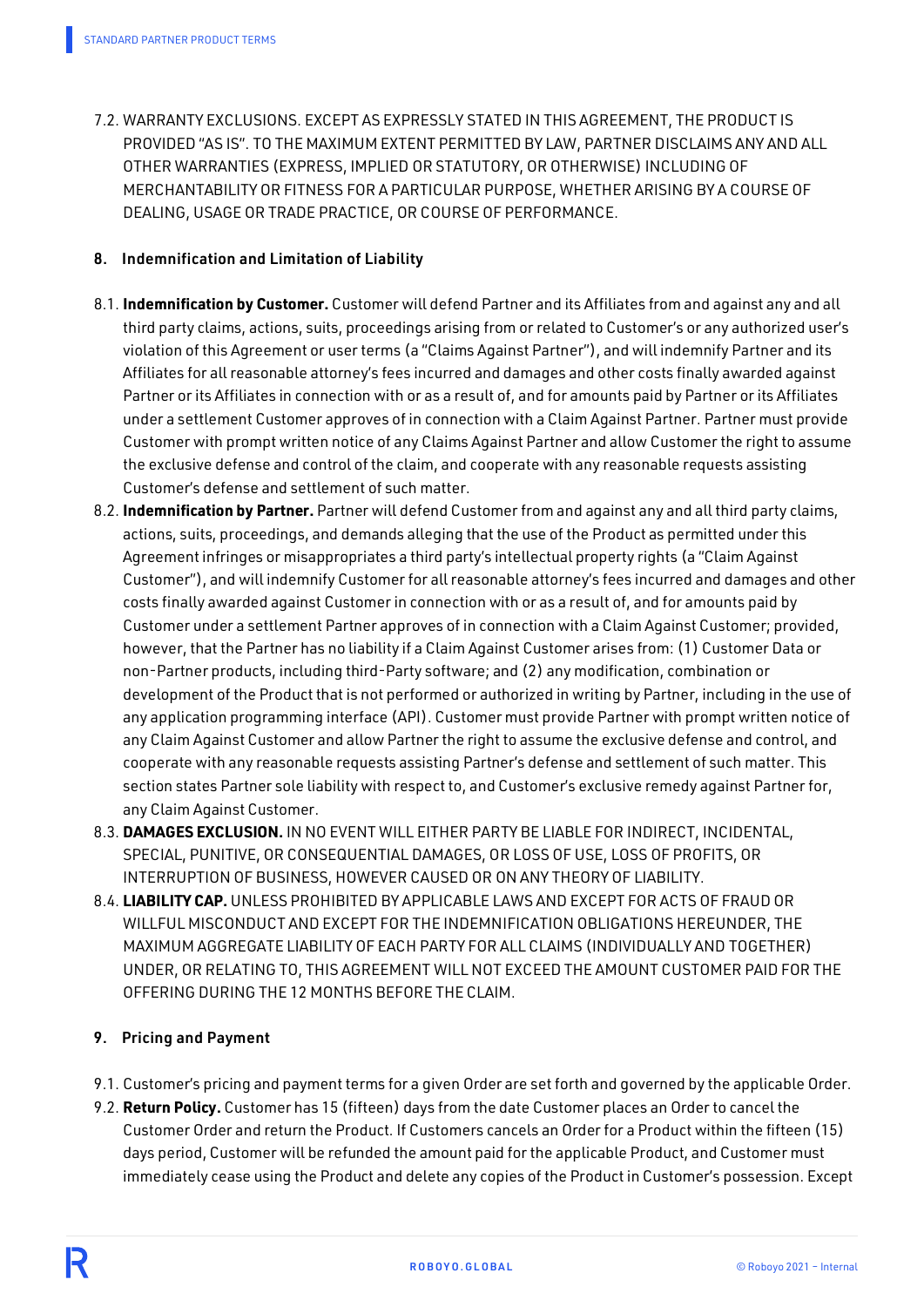7.2. WARRANTY EXCLUSIONS. EXCEPT AS EXPRESSLY STATED IN THIS AGREEMENT, THE PRODUCT IS PROVIDED "AS IS". TO THE MAXIMUM EXTENT PERMITTED BY LAW, PARTNER DISCLAIMS ANY AND ALL OTHER WARRANTIES (EXPRESS, IMPLIED OR STATUTORY, OR OTHERWISE) INCLUDING OF MERCHANTABILITY OR FITNESS FOR A PARTICULAR PURPOSE, WHETHER ARISING BY A COURSE OF DEALING, USAGE OR TRADE PRACTICE, OR COURSE OF PERFORMANCE.

## 8. Indemnification and Limitation of Liability

8.1. **Indemnification by Customer.** Customer will defend Partner and its Affiliates from and against any and all third party claims, actions, suits, proceedings arising from or related to Customer's or any authorized user's violation of this Agreement or user terms (a "Claims Against Partner"), and will indemnify Partner and its Affiliates for all reasonable attorney's fees incurred and damages and other costs finally awarded against Partner or its Affiliates in connection with or as a result of, and for amounts paid by Partner or its Affiliates under a settlement Customer approves of in connection with a Claim Against Partner. Partner must provide Customer with prompt written notice of any Claims Against Partner and allow Customer the right to assume the exclusive defense and control of the claim, and cooperate with any reasonable requests assisting Customer's defense and settlement of such matter.

8.2. **Indemnification by Partner.** Partner will defend Customer from and against any and all third party claims, actions, suits, proceedings, and demands alleging that the use of the Product as permitted under this Agreement infringes or misappropriates a third party's intellectual property rights (a "Claim Against Customer"), and will indemnify Customer for all reasonable attorney's fees incurred and damages and other costs finally awarded against Customer in connection with or as a result of, and for amounts paid by Customer under a settlement Partner approves of in connection with a Claim Against Customer; provided, however, that the Partner has no liability if a Claim Against Customer arises from: (1) Customer Data or non-Partner products, including third-Party software; and (2) any modification, combination or development of the Product that is not performed or authorized in writing by Partner, including in the use of any application programming interface (API). Customer must provide Partner with prompt written notice of any Claim Against Customer and allow Partner the right to assume the exclusive defense and control, and cooperate with any reasonable requests assisting Partner's defense and settlement of such matter. This section states Partner sole liability with respect to, and Customer's exclusive remedy against Partner for, any Claim Against Customer.

8.3. **DAMAGES EXCLUSION.** IN NO EVENT WILL EITHER PARTY BE LIABLE FOR INDIRECT, INCIDENTAL, SPECIAL, PUNITIVE, OR CONSEQUENTIAL DAMAGES, OR LOSS OF USE, LOSS OF PROFITS, OR INTERRUPTION OF BUSINESS, HOWEVER CAUSED OR ON ANY THEORY OF LIABILITY.

8.4. **LIABILITY CAP.** UNLESS PROHIBITED BY APPLICABLE LAWS AND EXCEPT FOR ACTS OF FRAUD OR WILLFUL MISCONDUCT AND EXCEPT FOR THE INDEMNIFICATION OBLIGATIONS HEREUNDER, THE MAXIMUM AGGREGATE LIABILITY OF EACH PARTY FOR ALL CLAIMS (INDIVIDUALLY AND TOGETHER) UNDER, OR RELATING TO, THIS AGREEMENT WILL NOT EXCEED THE AMOUNT CUSTOMER PAID FOR THE OFFERING DURING THE 12 MONTHS BEFORE THE CLAIM.

## 9. Pricing and Payment

9.1. Customer's pricing and payment terms for a given Order are set forth and governed by the applicable Order.

9.2. **Return Policy.** Customer has 15 (fifteen) days from the date Customer places an Order to cancel the Customer Order and return the Product. If Customers cancels an Order for a Product within the fifteen (15) days period, Customer will be refunded the amount paid for the applicable Product, and Customer must immediately cease using the Product and delete any copies of the Product in Customer's possession. Except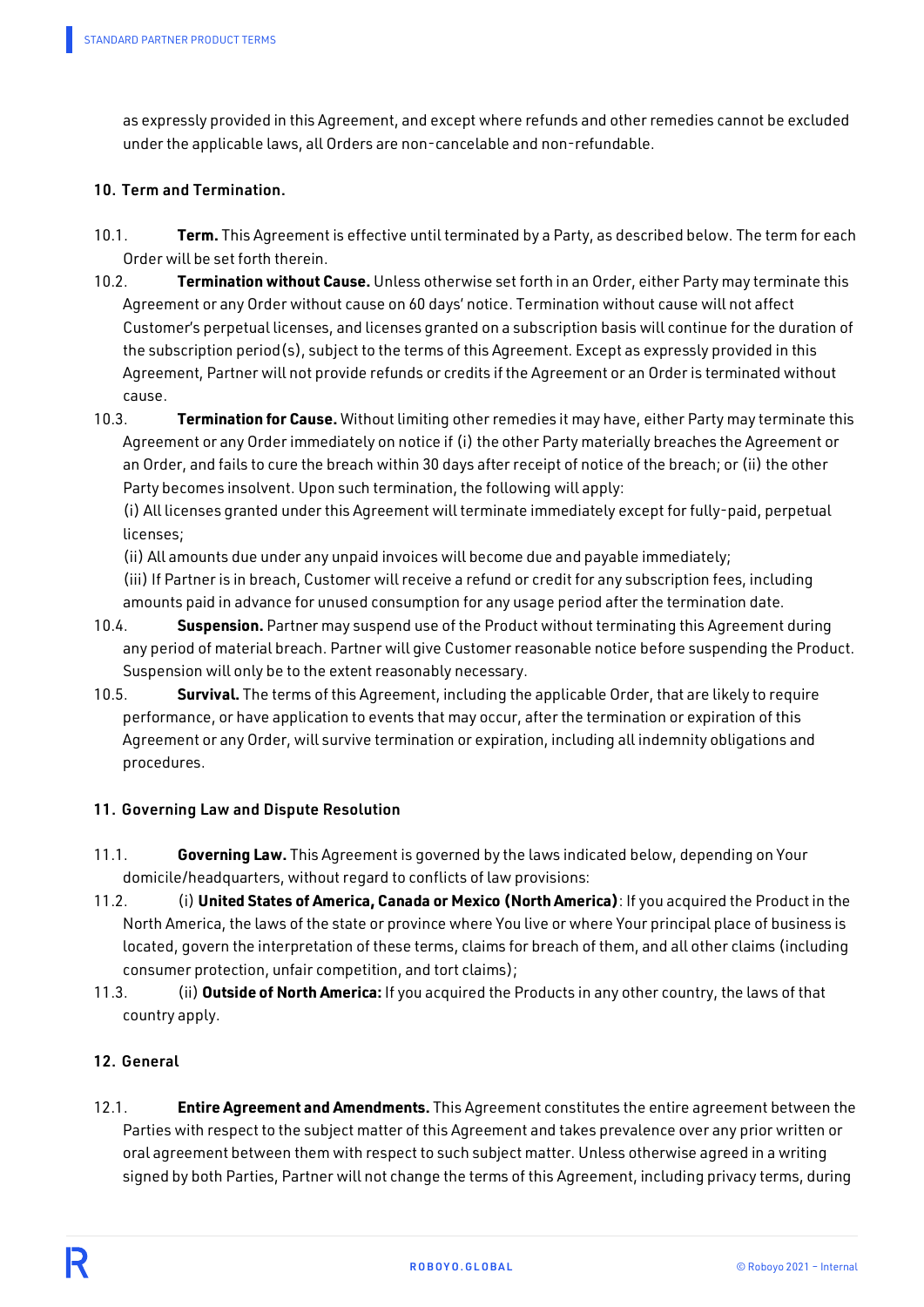as expressly provided in this Agreement, and except where refunds and other remedies cannot be excluded under the applicable laws, all Orders are non-cancelable and non-refundable.

## 10. Term and Termination.

10.1. **Term.** This Agreement is effective until terminated by a Party, as described below. The term for each Order will be set forth therein.

10.2. **Termination without Cause.** Unless otherwise set forth in an Order, either Party may terminate this Agreement or any Order without cause on 60 days' notice. Termination without cause will not affect Customer's perpetual licenses, and licenses granted on a subscription basis will continue for the duration of the subscription period(s), subject to the terms of this Agreement. Except as expressly provided in this Agreement, Partner will not provide refunds or credits if the Agreement or an Order is terminated without cause.

10.3. **Termination for Cause.** Without limiting other remedies it may have, either Party may terminate this Agreement or any Order immediately on notice if (i) the other Party materially breaches the Agreement or an Order, and fails to cure the breach within 30 days after receipt of notice of the breach; or (ii) the other Party becomes insolvent. Upon such termination, the following will apply:
(i) All licenses granted under this Agreement will terminate immediately except for fully-paid, perpetual licenses;
(ii) All amounts due under any unpaid invoices will become due and payable immediately;
(iii) If Partner is in breach, Customer will receive a refund or credit for any subscription fees, including amounts paid in advance for unused consumption for any usage period after the termination date.

10.4. **Suspension.** Partner may suspend use of the Product without terminating this Agreement during any period of material breach. Partner will give Customer reasonable notice before suspending the Product. Suspension will only be to the extent reasonably necessary.

10.5. **Survival.** The terms of this Agreement, including the applicable Order, that are likely to require performance, or have application to events that may occur, after the termination or expiration of this Agreement or any Order, will survive termination or expiration, including all indemnity obligations and procedures.

## 11. Governing Law and Dispute Resolution

11.1. **Governing Law.** This Agreement is governed by the laws indicated below, depending on Your domicile/headquarters, without regard to conflicts of law provisions:

11.2. (i) **United States of America, Canada or Mexico (North America)**: If you acquired the Product in the North America, the laws of the state or province where You live or where Your principal place of business is located, govern the interpretation of these terms, claims for breach of them, and all other claims (including consumer protection, unfair competition, and tort claims);

11.3. (ii) **Outside of North America:** If you acquired the Products in any other country, the laws of that country apply.

## 12. General

12.1. **Entire Agreement and Amendments.** This Agreement constitutes the entire agreement between the Parties with respect to the subject matter of this Agreement and takes prevalence over any prior written or oral agreement between them with respect to such subject matter. Unless otherwise agreed in a writing signed by both Parties, Partner will not change the terms of this Agreement, including privacy terms, during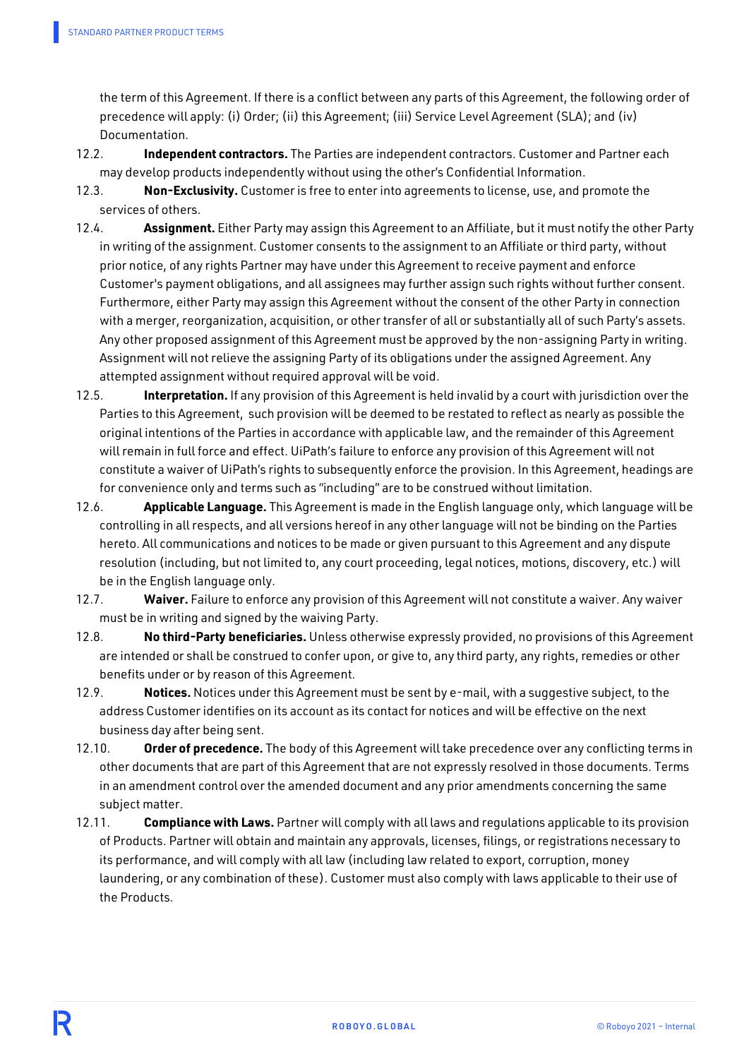the term of this Agreement. If there is a conflict between any parts of this Agreement, the following order of precedence will apply: (i) Order; (ii) this Agreement; (iii) Service Level Agreement (SLA); and (iv) Documentation.

12.2. **Independent contractors.** The Parties are independent contractors. Customer and Partner each may develop products independently without using the other's Confidential Information.

12.3. **Non-Exclusivity.** Customer is free to enter into agreements to license, use, and promote the services of others.

12.4. **Assignment.** Either Party may assign this Agreement to an Affiliate, but it must notify the other Party in writing of the assignment. Customer consents to the assignment to an Affiliate or third party, without prior notice, of any rights Partner may have under this Agreement to receive payment and enforce Customer's payment obligations, and all assignees may further assign such rights without further consent. Furthermore, either Party may assign this Agreement without the consent of the other Party in connection with a merger, reorganization, acquisition, or other transfer of all or substantially all of such Party's assets. Any other proposed assignment of this Agreement must be approved by the non-assigning Party in writing. Assignment will not relieve the assigning Party of its obligations under the assigned Agreement. Any attempted assignment without required approval will be void.

12.5. **Interpretation.** If any provision of this Agreement is held invalid by a court with jurisdiction over the Parties to this Agreement, such provision will be deemed to be restated to reflect as nearly as possible the original intentions of the Parties in accordance with applicable law, and the remainder of this Agreement will remain in full force and effect. UiPath's failure to enforce any provision of this Agreement will not constitute a waiver of UiPath's rights to subsequently enforce the provision. In this Agreement, headings are for convenience only and terms such as "including" are to be construed without limitation.

12.6. **Applicable Language.** This Agreement is made in the English language only, which language will be controlling in all respects, and all versions hereof in any other language will not be binding on the Parties hereto. All communications and notices to be made or given pursuant to this Agreement and any dispute resolution (including, but not limited to, any court proceeding, legal notices, motions, discovery, etc.) will be in the English language only.

12.7. **Waiver.** Failure to enforce any provision of this Agreement will not constitute a waiver. Any waiver must be in writing and signed by the waiving Party.

12.8. **No third-Party beneficiaries.** Unless otherwise expressly provided, no provisions of this Agreement are intended or shall be construed to confer upon, or give to, any third party, any rights, remedies or other benefits under or by reason of this Agreement.

12.9. **Notices.** Notices under this Agreement must be sent by e-mail, with a suggestive subject, to the address Customer identifies on its account as its contact for notices and will be effective on the next business day after being sent.

12.10. **Order of precedence.** The body of this Agreement will take precedence over any conflicting terms in other documents that are part of this Agreement that are not expressly resolved in those documents. Terms in an amendment control over the amended document and any prior amendments concerning the same subject matter.

12.11. **Compliance with Laws.** Partner will comply with all laws and regulations applicable to its provision of Products. Partner will obtain and maintain any approvals, licenses, filings, or registrations necessary to its performance, and will comply with all law (including law related to export, corruption, money laundering, or any combination of these). Customer must also comply with laws applicable to their use of the Products.